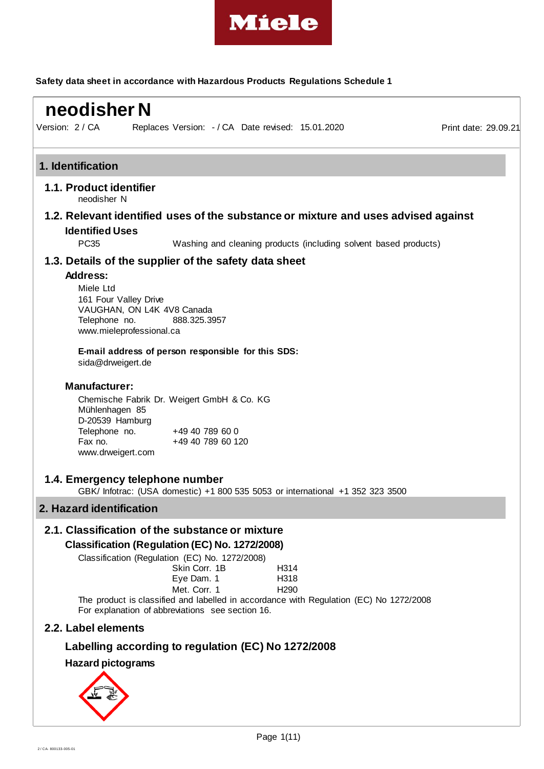Miele

**Safety data sheet in accordance with Hazardous Products Regulations Schedule 1**

# neodisher N

Version: 2 / CA Replaces Version: - / CA Date revised: 15.01.2020 Print date: 29.09.21

## 1. Identification

### 1.1. Product identifier

neodisher N

### 1.2. Relevant identified uses of the substance or mixture and uses advised against

**Identified Uses**

PC35 Washing and cleaning products (including solvent based products)

### 1.3. Details of the supplier of the safety data sheet

**Address:**

Miele Ltd
161 Four Valley Drive
VAUGHAN, ON L4K 4V8 Canada
Telephone no. 888.325.3957
www.mieleprofessional.ca

**E-mail address of person responsible for this SDS:**
sida@drweigert.de

**Manufacturer:**

Chemische Fabrik Dr. Weigert GmbH & Co. KG
Mühlenhagen 85
D-20539 Hamburg
Telephone no. +49 40 789 60 0
Fax no. +49 40 789 60 120
www.drweigert.com

### 1.4. Emergency telephone number

GBK/ Infotrac: (USA domestic) +1 800 535 5053 or international +1 352 323 3500

## 2. Hazard identification

### 2.1. Classification of the substance or mixture

**Classification (Regulation (EC) No. 1272/2008)**

Classification (Regulation (EC) No. 1272/2008)

| | |
|---|---|
| Skin Corr. 1B | H314 |
| Eye Dam. 1 | H318 |
| Met. Corr. 1 | H290 |

The product is classified and labelled in accordance with Regulation (EC) No 1272/2008
For explanation of abbreviations see section 16.

### 2.2. Label elements

**Labelling according to regulation (EC) No 1272/2008**

**Hazard pictograms**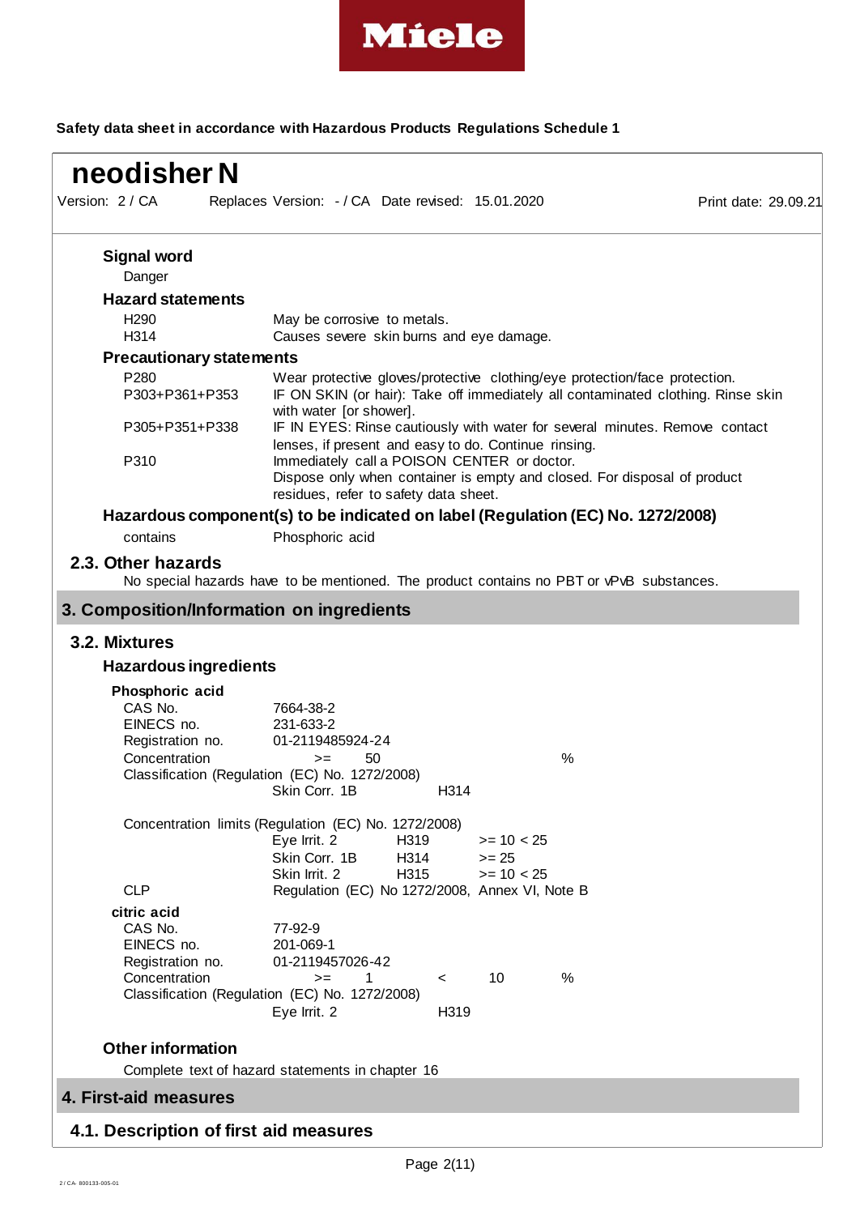**Signal word**

Danger

**Hazard statements**

| | |
|---|---|
| H290 | May be corrosive to metals. |
| H314 | Causes severe skin burns and eye damage. |

**Precautionary statements**

| | |
|---|---|
| P280 | Wear protective gloves/protective clothing/eye protection/face protection. |
| P303+P361+P353 | IF ON SKIN (or hair): Take off immediately all contaminated clothing. Rinse skin with water [or shower]. |
| P305+P351+P338 | IF IN EYES: Rinse cautiously with water for several minutes. Remove contact lenses, if present and easy to do. Continue rinsing. |
| P310 | Immediately call a POISON CENTER or doctor. |
| | Dispose only when container is empty and closed. For disposal of product residues, refer to safety data sheet. |

**Hazardous component(s) to be indicated on label (Regulation (EC) No. 1272/2008)**

| | |
|---|---|
| contains | Phosphoric acid |

### 2.3. Other hazards

No special hazards have to be mentioned. The product contains no PBT or vPvB substances.

## 3. Composition/Information on ingredients

### 3.2. Mixtures

**Hazardous ingredients**

**Phosphoric acid**

| | | | | | |
|---|---|---|---|---|---|
| CAS No. | 7664-38-2 | | | | |
| EINECS no. | 231-633-2 | | | | |
| Registration no. | 01-2119485924-24 | | | | |
| Concentration | >= | 50 | | | % |

Classification (Regulation (EC) No. 1272/2008)

| | |
|---|---|
| Skin Corr. 1B | H314 |

Concentration limits (Regulation (EC) No. 1272/2008)

| | | |
|---|---|---|
| Eye Irrit. 2 | H319 | >= 10 < 25 |
| Skin Corr. 1B | H314 | >= 25 |
| Skin Irrit. 2 | H315 | >= 10 < 25 |

CLP: Regulation (EC) No 1272/2008, Annex VI, Note B

**citric acid**

| | | | | | |
|---|---|---|---|---|---|
| CAS No. | 77-92-9 | | | | |
| EINECS no. | 201-069-1 | | | | |
| Registration no. | 01-2119457026-42 | | | | |
| Concentration | >= | 1 | < | 10 | % |

Classification (Regulation (EC) No. 1272/2008)

| | |
|---|---|
| Eye Irrit. 2 | H319 |

**Other information**

Complete text of hazard statements in chapter 16

## 4. First-aid measures

### 4.1. Description of first aid measures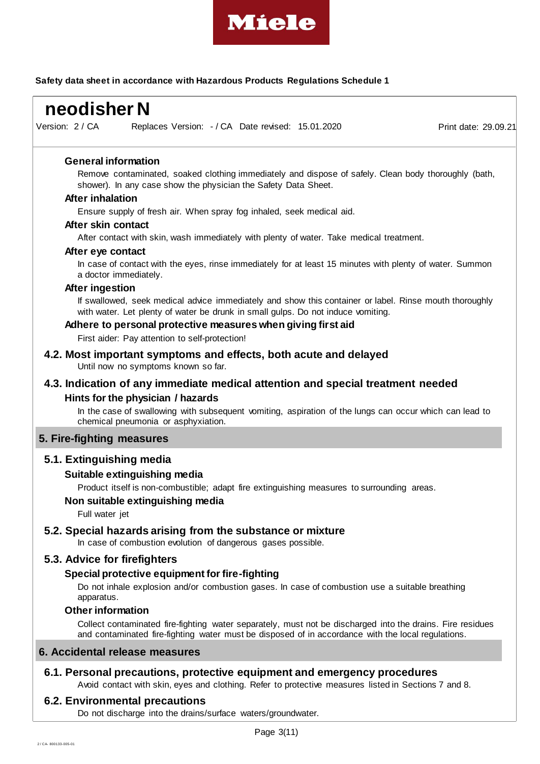### General information

Remove contaminated, soaked clothing immediately and dispose of safely. Clean body thoroughly (bath, shower). In any case show the physician the Safety Data Sheet.

### After inhalation

Ensure supply of fresh air. When spray fog inhaled, seek medical aid.

### After skin contact

After contact with skin, wash immediately with plenty of water. Take medical treatment.

### After eye contact

In case of contact with the eyes, rinse immediately for at least 15 minutes with plenty of water. Summon a doctor immediately.

### After ingestion

If swallowed, seek medical advice immediately and show this container or label. Rinse mouth thoroughly with water. Let plenty of water be drunk in small gulps. Do not induce vomiting.

### Adhere to personal protective measures when giving first aid

First aider: Pay attention to self-protection!

## 4.2. Most important symptoms and effects, both acute and delayed

Until now no symptoms known so far.

## 4.3. Indication of any immediate medical attention and special treatment needed

### Hints for the physician / hazards

In the case of swallowing with subsequent vomiting, aspiration of the lungs can occur which can lead to chemical pneumonia or asphyxiation.

# 5. Fire-fighting measures

## 5.1. Extinguishing media

### Suitable extinguishing media

Product itself is non-combustible; adapt fire extinguishing measures to surrounding areas.

### Non suitable extinguishing media

Full water jet

## 5.2. Special hazards arising from the substance or mixture

In case of combustion evolution of dangerous gases possible.

## 5.3. Advice for firefighters

### Special protective equipment for fire-fighting

Do not inhale explosion and/or combustion gases. In case of combustion use a suitable breathing apparatus.

### Other information

Collect contaminated fire-fighting water separately, must not be discharged into the drains. Fire residues and contaminated fire-fighting water must be disposed of in accordance with the local regulations.

# 6. Accidental release measures

## 6.1. Personal precautions, protective equipment and emergency procedures

Avoid contact with skin, eyes and clothing. Refer to protective measures listed in Sections 7 and 8.

## 6.2. Environmental precautions

Do not discharge into the drains/surface waters/groundwater.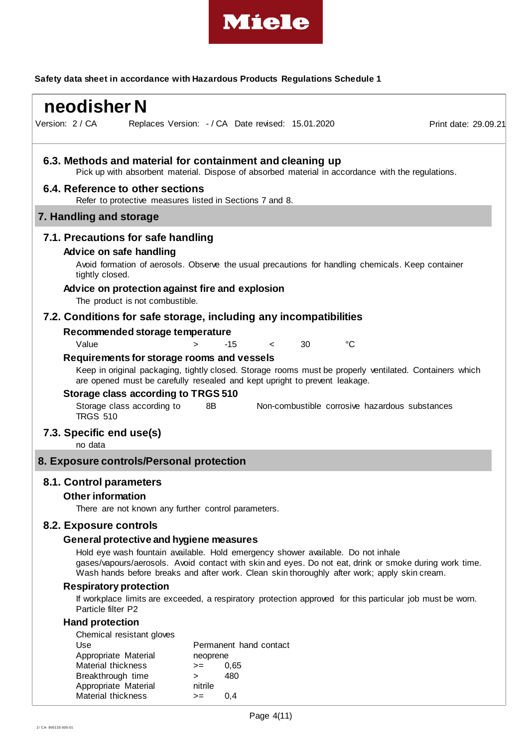**Safety data sheet in accordance with Hazardous Products Regulations Schedule 1**

# neodisher N

Version: 2 / CA    Replaces Version: - / CA    Date revised: 15.01.2020    Print date: 29.09.21

### 6.3. Methods and material for containment and cleaning up

Pick up with absorbent material. Dispose of absorbed material in accordance with the regulations.

### 6.4. Reference to other sections

Refer to protective measures listed in Sections 7 and 8.

## 7. Handling and storage

### 7.1. Precautions for safe handling

**Advice on safe handling**

Avoid formation of aerosols. Observe the usual precautions for handling chemicals. Keep container tightly closed.

**Advice on protection against fire and explosion**

The product is not combustible.

### 7.2. Conditions for safe storage, including any incompatibilities

**Recommended storage temperature**

| Value | > | -15 | < | 30 | °C |
|---|---|---|---|---|---|

**Requirements for storage rooms and vessels**

Keep in original packaging, tightly closed. Storage rooms must be properly ventilated. Containers which are opened must be carefully resealed and kept upright to prevent leakage.

**Storage class according to TRGS 510**

| Storage class according to TRGS 510 | 8B | Non-combustible corrosive hazardous substances |
|---|---|---|

### 7.3. Specific end use(s)

no data

## 8. Exposure controls/Personal protection

### 8.1. Control parameters

**Other information**

There are not known any further control parameters.

### 8.2. Exposure controls

**General protective and hygiene measures**

Hold eye wash fountain available. Hold emergency shower available. Do not inhale gases/vapours/aerosols. Avoid contact with skin and eyes. Do not eat, drink or smoke during work time. Wash hands before breaks and after work. Clean skin thoroughly after work; apply skin cream.

**Respiratory protection**

If workplace limits are exceeded, a respiratory protection approved for this particular job must be worn. Particle filter P2

**Hand protection**

Chemical resistant gloves

| Use | Permanent hand contact | |
|---|---|---|
| Appropriate Material | neoprene | |
| Material thickness | >= | 0,65 |
| Breakthrough time | > | 480 |
| Appropriate Material | nitrile | |
| Material thickness | >= | 0,4 |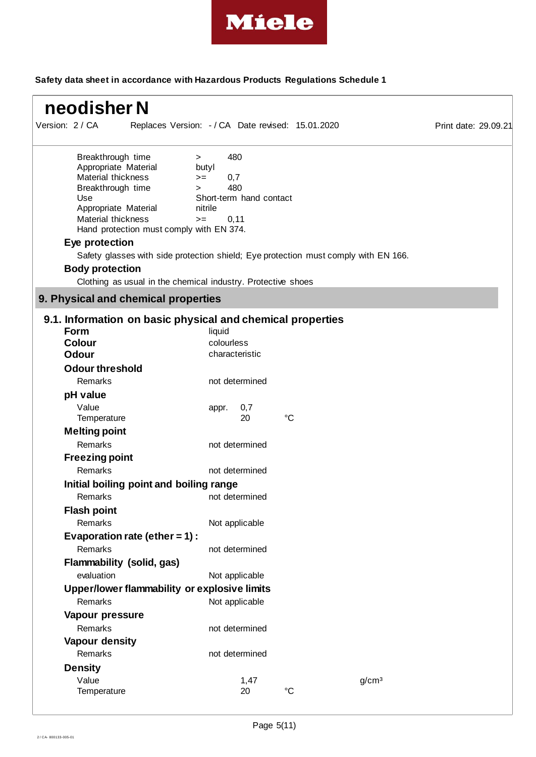| | | |
|---|---|---|
| Breakthrough time | > | 480 |
| Appropriate Material | butyl | |
| Material thickness | >= | 0,7 |
| Breakthrough time | > | 480 |
| Use | Short-term hand contact | |
| Appropriate Material | nitrile | |
| Material thickness | >= | 0,11 |

Hand protection must comply with EN 374.

**Eye protection**

Safety glasses with side protection shield; Eye protection must comply with EN 166.

**Body protection**

Clothing as usual in the chemical industry. Protective shoes

## 9. Physical and chemical properties

### 9.1. Information on basic physical and chemical properties

**Form** liquid

**Colour** colourless

**Odour** characteristic

**Odour threshold**

Remarks: not determined

**pH value**

Value: appr. 0,7

Temperature: 20 °C

**Melting point**

Remarks: not determined

**Freezing point**

Remarks: not determined

**Initial boiling point and boiling range**

Remarks: not determined

**Flash point**

Remarks: Not applicable

**Evaporation rate (ether = 1) :**

Remarks: not determined

**Flammability (solid, gas)**

evaluation: Not applicable

**Upper/lower flammability or explosive limits**

Remarks: Not applicable

**Vapour pressure**

Remarks: not determined

**Vapour density**

Remarks: not determined

**Density**

Value: 1,47 g/cm³

Temperature: 20 °C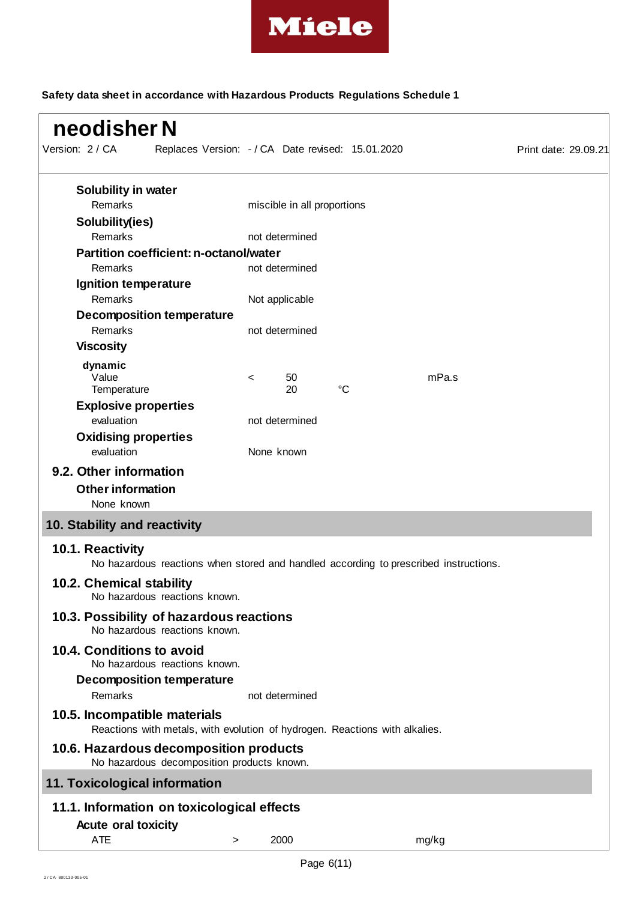**Solubility in water**

| | |
|---|---|
| Remarks | miscible in all proportions |

**Solubility(ies)**

| | |
|---|---|
| Remarks | not determined |

**Partition coefficient: n-octanol/water**

| | |
|---|---|
| Remarks | not determined |

**Ignition temperature**

| | |
|---|---|
| Remarks | Not applicable |

**Decomposition temperature**

| | |
|---|---|
| Remarks | not determined |

**Viscosity**

**dynamic**

| | | | | |
|---|---|---|---|---|
| Value | < | 50 | | mPa.s |
| Temperature | | 20 | °C | |

**Explosive properties**

| | |
|---|---|
| evaluation | not determined |

**Oxidising properties**

| | |
|---|---|
| evaluation | None known |

### 9.2. Other information

**Other information**

None known

## 10. Stability and reactivity

### 10.1. Reactivity

No hazardous reactions when stored and handled according to prescribed instructions.

### 10.2. Chemical stability

No hazardous reactions known.

### 10.3. Possibility of hazardous reactions

No hazardous reactions known.

### 10.4. Conditions to avoid

No hazardous reactions known.

**Decomposition temperature**

| | |
|---|---|
| Remarks | not determined |

### 10.5. Incompatible materials

Reactions with metals, with evolution of hydrogen. Reactions with alkalies.

### 10.6. Hazardous decomposition products

No hazardous decomposition products known.

## 11. Toxicological information

### 11.1. Information on toxicological effects

**Acute oral toxicity**

| | | | |
|---|---|---|---|
| ATE | > | 2000 | mg/kg |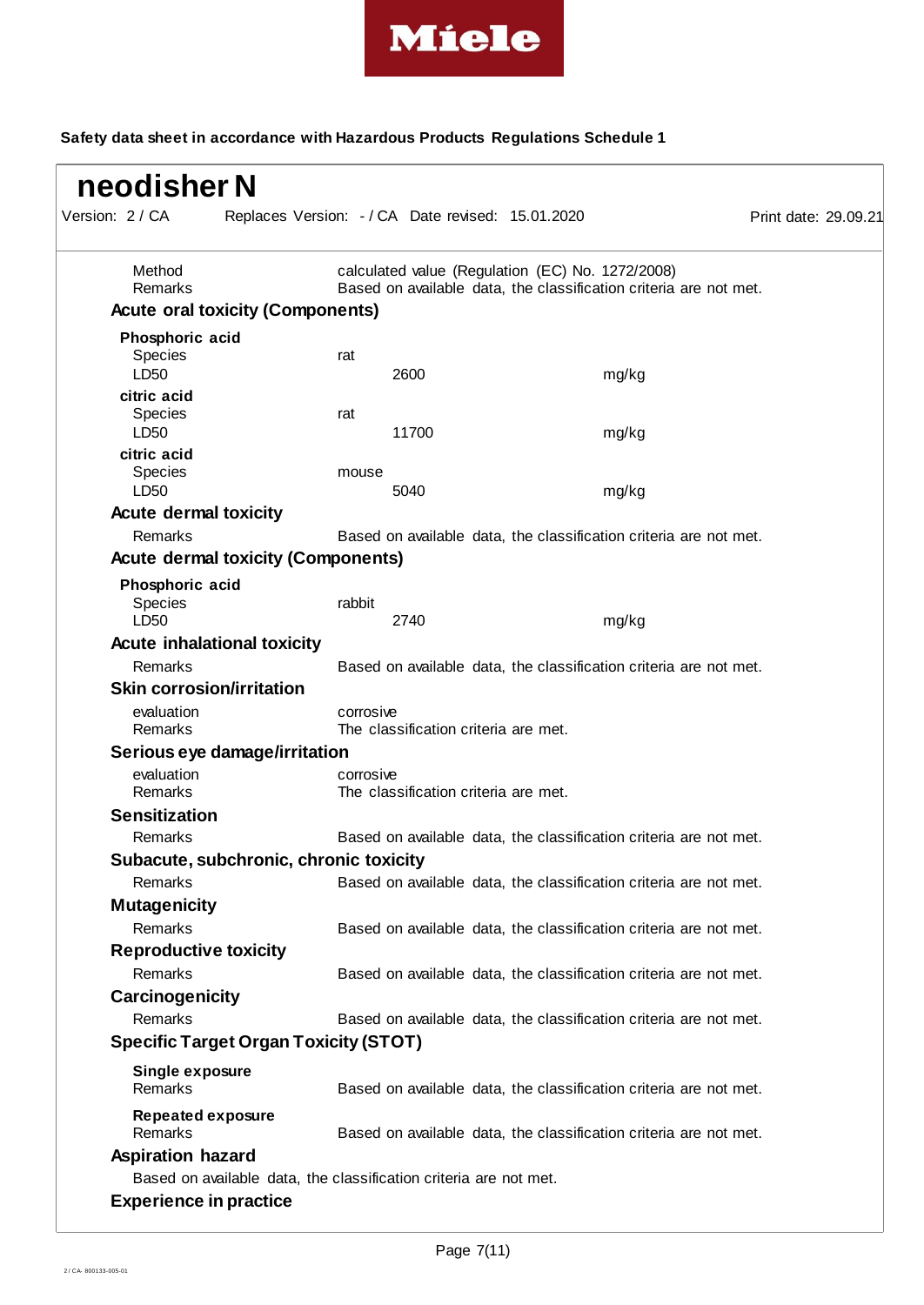| | | |
|---|---|---|
| Method | calculated value (Regulation (EC) No. 1272/2008) | |
| Remarks | Based on available data, the classification criteria are not met. | |

### Acute oral toxicity (Components)

**Phosphoric acid**

| | | |
|---|---|---|
| Species | rat | |
| LD50 | 2600 | mg/kg |

**citric acid**

| | | |
|---|---|---|
| Species | rat | |
| LD50 | 11700 | mg/kg |

**citric acid**

| | | |
|---|---|---|
| Species | mouse | |
| LD50 | 5040 | mg/kg |

### Acute dermal toxicity

Remarks: Based on available data, the classification criteria are not met.

### Acute dermal toxicity (Components)

**Phosphoric acid**

| | | |
|---|---|---|
| Species | rabbit | |
| LD50 | 2740 | mg/kg |

### Acute inhalational toxicity

Remarks: Based on available data, the classification criteria are not met.

### Skin corrosion/irritation

| | |
|---|---|
| evaluation | corrosive |
| Remarks | The classification criteria are met. |

### Serious eye damage/irritation

| | |
|---|---|
| evaluation | corrosive |
| Remarks | The classification criteria are met. |

### Sensitization

Remarks: Based on available data, the classification criteria are not met.

### Subacute, subchronic, chronic toxicity

Remarks: Based on available data, the classification criteria are not met.

### Mutagenicity

Remarks: Based on available data, the classification criteria are not met.

### Reproductive toxicity

Remarks: Based on available data, the classification criteria are not met.

### Carcinogenicity

Remarks: Based on available data, the classification criteria are not met.

### Specific Target Organ Toxicity (STOT)

**Single exposure**

Remarks: Based on available data, the classification criteria are not met.

**Repeated exposure**

Remarks: Based on available data, the classification criteria are not met.

### Aspiration hazard

Based on available data, the classification criteria are not met.

### Experience in practice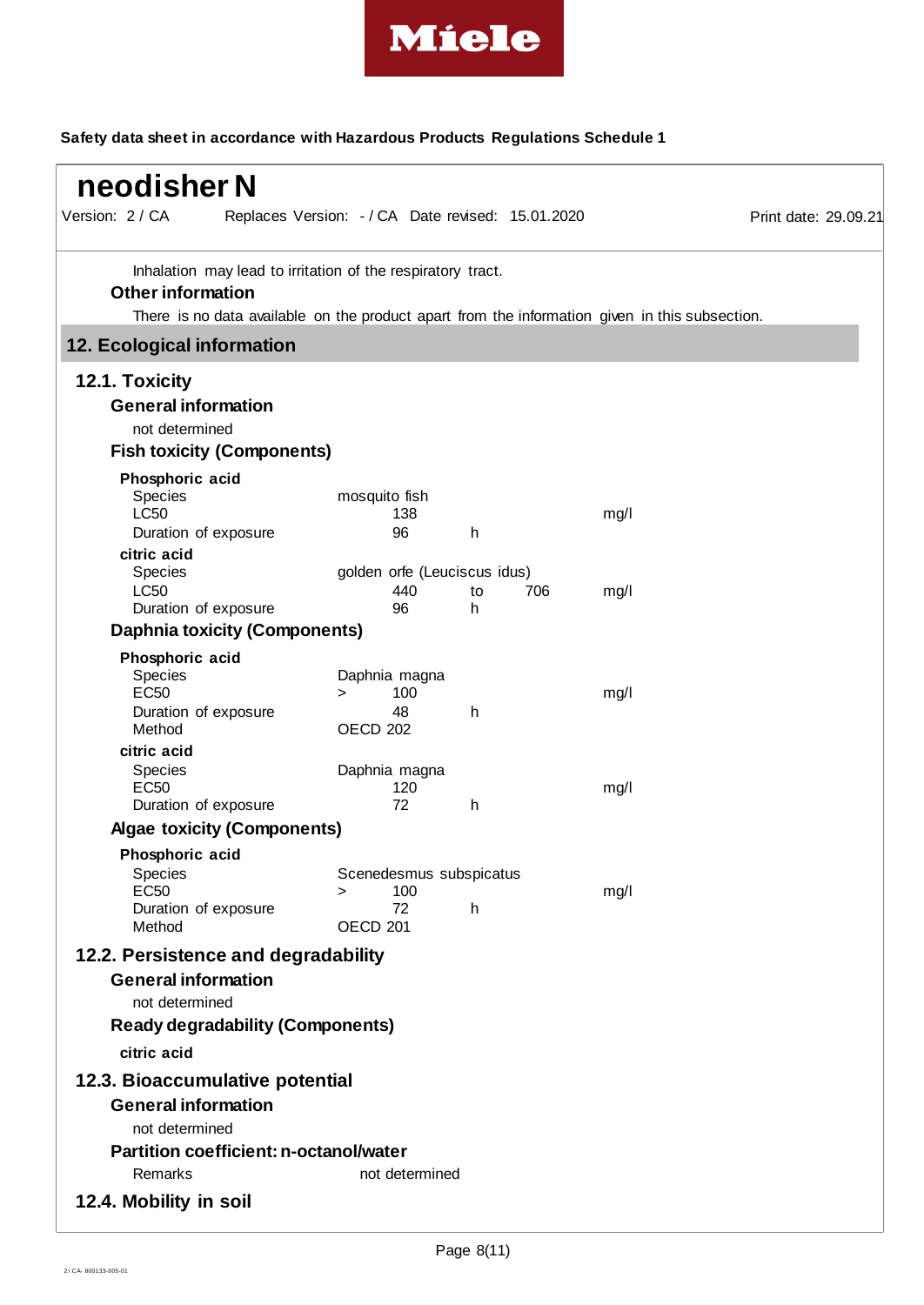Inhalation may lead to irritation of the respiratory tract.

**Other information**

There is no data available on the product apart from the information given in this subsection.

## 12. Ecological information

### 12.1. Toxicity

**General information**

not determined

**Fish toxicity (Components)**

**Phosphoric acid**

| | | | | |
|---|---|---|---|---|
| Species | mosquito fish | | | |
| LC50 | 138 | | | mg/l |
| Duration of exposure | 96 | h | | |

**citric acid**

| | | | | |
|---|---|---|---|---|
| Species | golden orfe (Leuciscus idus) | | | |
| LC50 | 440 | to | 706 | mg/l |
| Duration of exposure | 96 | h | | |

**Daphnia toxicity (Components)**

**Phosphoric acid**

| | | | |
|---|---|---|---|
| Species | Daphnia magna | | |
| EC50 | > 100 | | mg/l |
| Duration of exposure | 48 | h | |
| Method | OECD 202 | | |

**citric acid**

| | | | |
|---|---|---|---|
| Species | Daphnia magna | | |
| EC50 | 120 | | mg/l |
| Duration of exposure | 72 | h | |

**Algae toxicity (Components)**

**Phosphoric acid**

| | | | |
|---|---|---|---|
| Species | Scenedesmus subspicatus | | |
| EC50 | > 100 | | mg/l |
| Duration of exposure | 72 | h | |
| Method | OECD 201 | | |

### 12.2. Persistence and degradability

**General information**

not determined

**Ready degradability (Components)**

**citric acid**

### 12.3. Bioaccumulative potential

**General information**

not determined

**Partition coefficient: n-octanol/water**

Remarks: not determined

### 12.4. Mobility in soil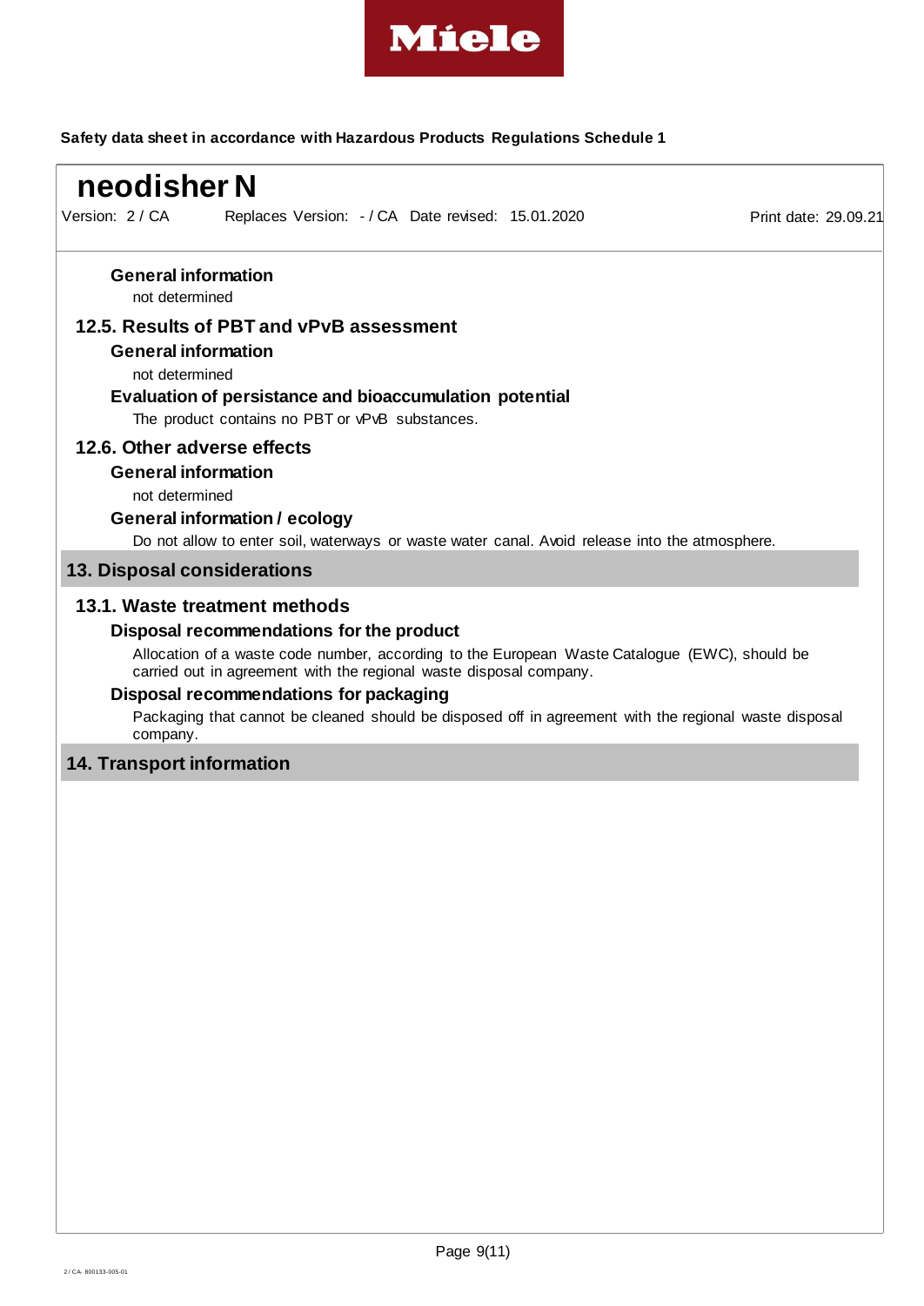#### General information

not determined

### 12.5. Results of PBT and vPvB assessment

#### General information

not determined

#### Evaluation of persistance and bioaccumulation potential

The product contains no PBT or vPvB substances.

### 12.6. Other adverse effects

#### General information

not determined

#### General information / ecology

Do not allow to enter soil, waterways or waste water canal. Avoid release into the atmosphere.

## 13. Disposal considerations

### 13.1. Waste treatment methods

#### Disposal recommendations for the product

Allocation of a waste code number, according to the European Waste Catalogue (EWC), should be carried out in agreement with the regional waste disposal company.

#### Disposal recommendations for packaging

Packaging that cannot be cleaned should be disposed off in agreement with the regional waste disposal company.

## 14. Transport information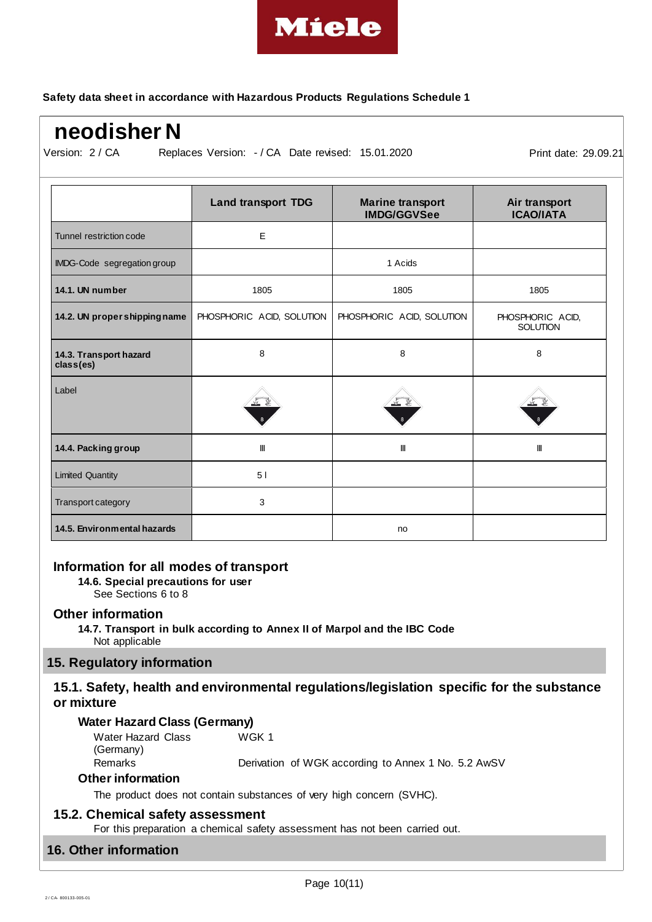**Safety data sheet in accordance with Hazardous Products Regulations Schedule 1**

# neodisher N

Version: 2 / CA Replaces Version: - / CA Date revised: 15.01.2020 Print date: 29.09.21

| | Land transport TDG | Marine transport IMDG/GGVSee | Air transport ICAO/IATA |
|---|---|---|---|
| Tunnel restriction code | E | | |
| IMDG-Code segregation group | | 1 Acids | |
| **14.1. UN number** | 1805 | 1805 | 1805 |
| **14.2. UN proper shipping name** | PHOSPHORIC ACID, SOLUTION | PHOSPHORIC ACID, SOLUTION | PHOSPHORIC ACID, SOLUTION |
| **14.3. Transport hazard class(es)** | 8 | 8 | 8 |
| Label | | | |
| **14.4. Packing group** | III | III | III |
| Limited Quantity | 5 l | | |
| Transport category | 3 | | |
| **14.5. Environmental hazards** | | no | |

## Information for all modes of transport

**14.6. Special precautions for user**

See Sections 6 to 8

## Other information

**14.7. Transport in bulk according to Annex II of Marpol and the IBC Code**

Not applicable

## 15. Regulatory information

### 15.1. Safety, health and environmental regulations/legislation specific for the substance or mixture

**Water Hazard Class (Germany)**

Water Hazard Class (Germany) WGK 1

Remarks Derivation of WGK according to Annex 1 No. 5.2 AwSV

**Other information**

The product does not contain substances of very high concern (SVHC).

### 15.2. Chemical safety assessment

For this preparation a chemical safety assessment has not been carried out.

## 16. Other information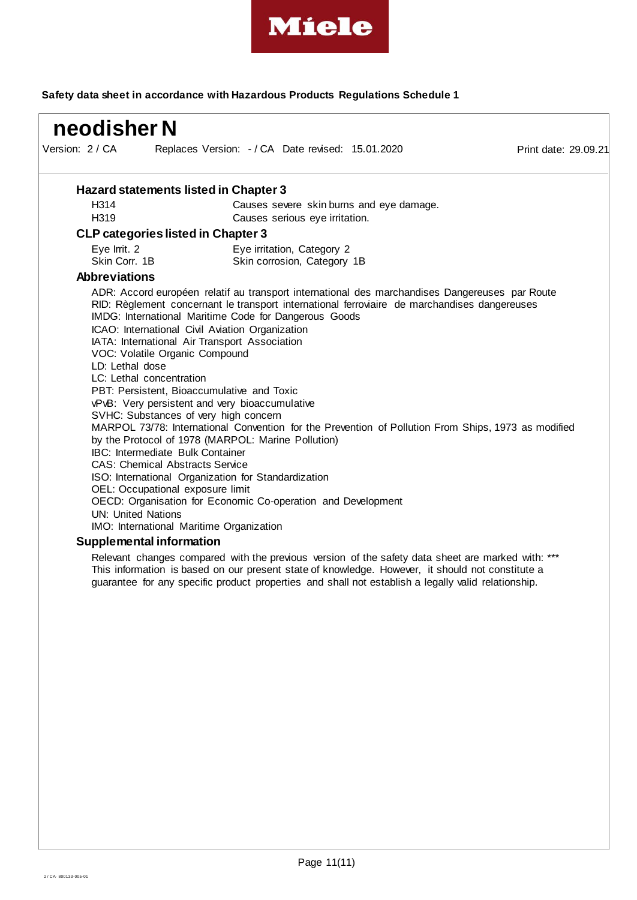## Hazard statements listed in Chapter 3

| | |
|---|---|
| H314 | Causes severe skin burns and eye damage. |
| H319 | Causes serious eye irritation. |

## CLP categories listed in Chapter 3

| | |
|---|---|
| Eye Irrit. 2 | Eye irritation, Category 2 |
| Skin Corr. 1B | Skin corrosion, Category 1B |

## Abbreviations

ADR: Accord européen relatif au transport international des marchandises Dangereuses par Route
RID: Règlement concernant le transport international ferroviaire de marchandises dangereuses
IMDG: International Maritime Code for Dangerous Goods
ICAO: International Civil Aviation Organization
IATA: International Air Transport Association
VOC: Volatile Organic Compound
LD: Lethal dose
LC: Lethal concentration
PBT: Persistent, Bioaccumulative and Toxic
vPvB: Very persistent and very bioaccumulative
SVHC: Substances of very high concern
MARPOL 73/78: International Convention for the Prevention of Pollution From Ships, 1973 as modified by the Protocol of 1978 (MARPOL: Marine Pollution)
IBC: Intermediate Bulk Container
CAS: Chemical Abstracts Service
ISO: International Organization for Standardization
OEL: Occupational exposure limit
OECD: Organisation for Economic Co-operation and Development
UN: United Nations
IMO: International Maritime Organization

## Supplemental information

Relevant changes compared with the previous version of the safety data sheet are marked with: ***
This information is based on our present state of knowledge. However, it should not constitute a guarantee for any specific product properties and shall not establish a legally valid relationship.